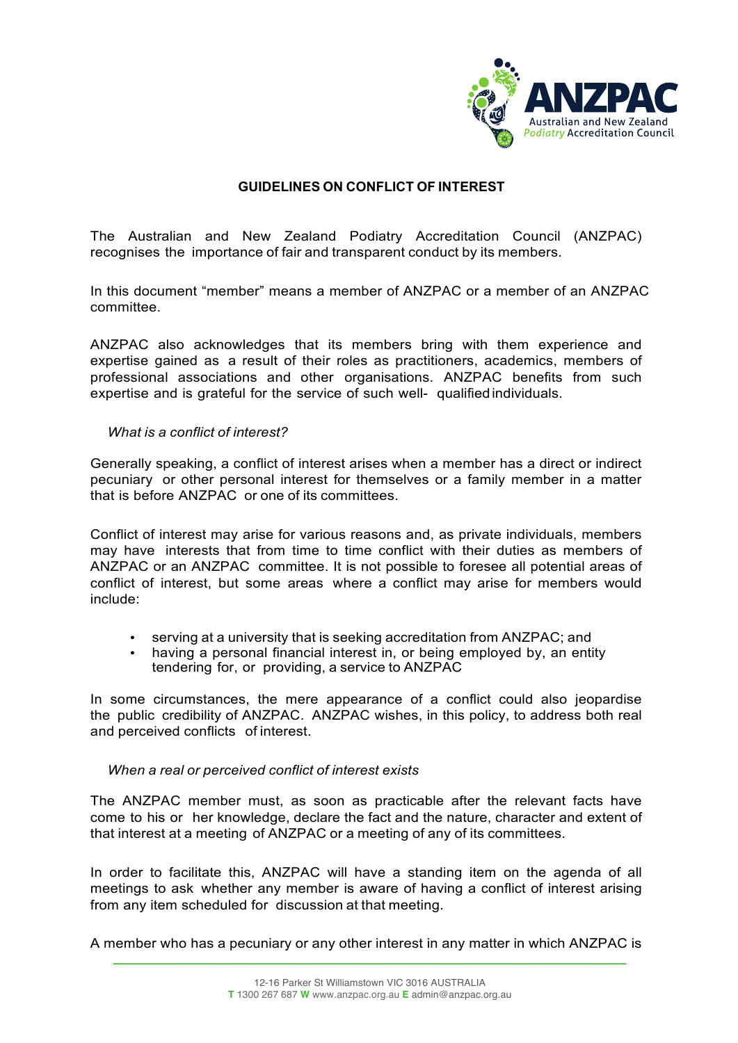# GUIDELINES ON CONFLICT OF INTEREST

The Australian and New Zealand Podiatry Accreditation Council (ANZPAC) recognises the importance of fair and transparent conduct by its members.

In this document "member" means a member of ANZPAC or a member of an ANZPAC committee.

ANZPAC also acknowledges that its members bring with them experience and expertise gained as a result of their roles as practitioners, academics, members of professional associations and other organisations. ANZPAC benefits from such expertise and is grateful for the service of such well- qualified individuals.

*What is a conflict of interest?*

Generally speaking, a conflict of interest arises when a member has a direct or indirect pecuniary or other personal interest for themselves or a family member in a matter that is before ANZPAC or one of its committees.

Conflict of interest may arise for various reasons and, as private individuals, members may have interests that from time to time conflict with their duties as members of ANZPAC or an ANZPAC committee. It is not possible to foresee all potential areas of conflict of interest, but some areas where a conflict may arise for members would include:

- serving at a university that is seeking accreditation from ANZPAC; and
- having a personal financial interest in, or being employed by, an entity tendering for, or providing, a service to ANZPAC

In some circumstances, the mere appearance of a conflict could also jeopardise the public credibility of ANZPAC. ANZPAC wishes, in this policy, to address both real and perceived conflicts of interest.

*When a real or perceived conflict of interest exists*

The ANZPAC member must, as soon as practicable after the relevant facts have come to his or her knowledge, declare the fact and the nature, character and extent of that interest at a meeting of ANZPAC or a meeting of any of its committees.

In order to facilitate this, ANZPAC will have a standing item on the agenda of all meetings to ask whether any member is aware of having a conflict of interest arising from any item scheduled for discussion at that meeting.

A member who has a pecuniary or any other interest in any matter in which ANZPAC is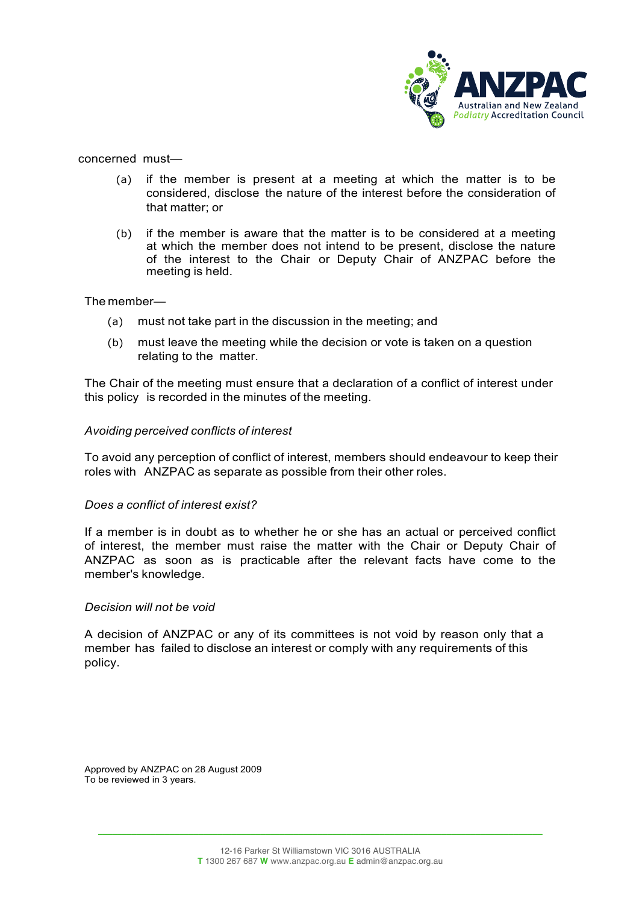concerned must—

(a) if the member is present at a meeting at which the matter is to be considered, disclose the nature of the interest before the consideration of that matter; or

(b) if the member is aware that the matter is to be considered at a meeting at which the member does not intend to be present, disclose the nature of the interest to the Chair or Deputy Chair of ANZPAC before the meeting is held.

The member—

(a) must not take part in the discussion in the meeting; and

(b) must leave the meeting while the decision or vote is taken on a question relating to the matter.

The Chair of the meeting must ensure that a declaration of a conflict of interest under this policy is recorded in the minutes of the meeting.

*Avoiding perceived conflicts of interest*

To avoid any perception of conflict of interest, members should endeavour to keep their roles with ANZPAC as separate as possible from their other roles.

*Does a conflict of interest exist?*

If a member is in doubt as to whether he or she has an actual or perceived conflict of interest, the member must raise the matter with the Chair or Deputy Chair of ANZPAC as soon as is practicable after the relevant facts have come to the member's knowledge.

*Decision will not be void*

A decision of ANZPAC or any of its committees is not void by reason only that a member has failed to disclose an interest or comply with any requirements of this policy.

Approved by ANZPAC on 28 August 2009
To be reviewed in 3 years.